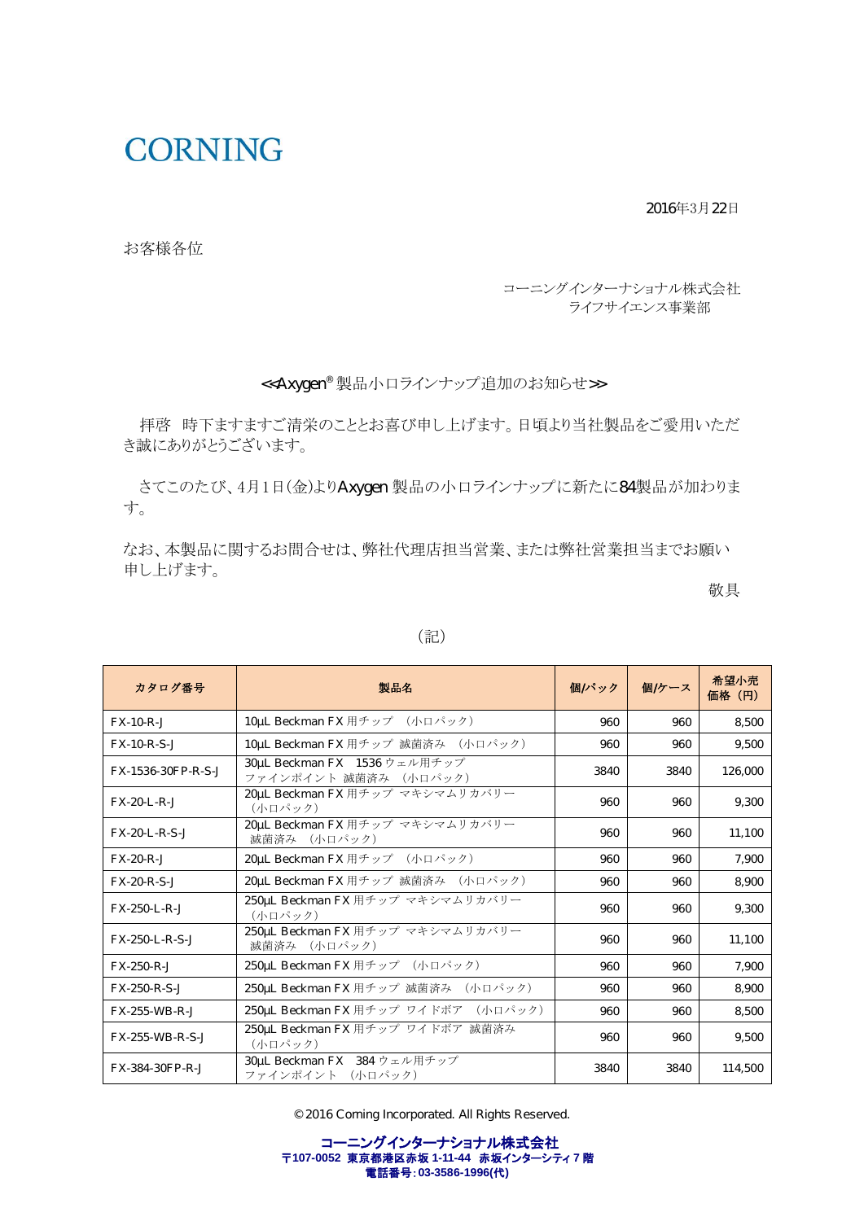CORNING

2016年3月22日

お客様各位

コーニングインターナショナル株式会社
ライフサイエンス事業部

<<Axygen® 製品小ロラインナップ追加のお知らせ>>

拝啓　時下ますますご清栄のこととお喜び申し上げます。日頃より当社製品をご愛用いただき誠にありがとうございます。

さてこのたび、4月1日(金)よりAxygen 製品の小ロラインナップに新たに84製品が加わります。

なお、本製品に関するお問合せは、弊社代理店担当営業、または弊社営業担当までお願い申し上げます。

敬具

（記）

| カタログ番号 | 製品名 | 個/パック | 個/ケース | 希望小売価格（円） |
|---|---|---|---|---|
| FX-10-R-J | 10µL Beckman FX 用チップ　（小ロパック） | 960 | 960 | 8,500 |
| FX-10-R-S-J | 10µL Beckman FX 用チップ 滅菌済み　（小ロパック） | 960 | 960 | 9,500 |
| FX-1536-30FP-R-S-J | 30µL Beckman FX　1536 ウェル用チップ ファインポイント 滅菌済み　（小ロパック） | 3840 | 3840 | 126,000 |
| FX-20-L-R-J | 20µL Beckman FX 用チップ マキシマムリカバリー （小ロパック） | 960 | 960 | 9,300 |
| FX-20-L-R-S-J | 20µL Beckman FX 用チップ マキシマムリカバリー 滅菌済み　（小ロパック） | 960 | 960 | 11,100 |
| FX-20-R-J | 20µL Beckman FX 用チップ　（小ロパック） | 960 | 960 | 7,900 |
| FX-20-R-S-J | 20µL Beckman FX 用チップ 滅菌済み　（小ロパック） | 960 | 960 | 8,900 |
| FX-250-L-R-J | 250µL Beckman FX 用チップ マキシマムリカバリー （小ロパック） | 960 | 960 | 9,300 |
| FX-250-L-R-S-J | 250µL Beckman FX 用チップ マキシマムリカバリー 滅菌済み　（小ロパック） | 960 | 960 | 11,100 |
| FX-250-R-J | 250µL Beckman FX 用チップ　（小ロパック） | 960 | 960 | 7,900 |
| FX-250-R-S-J | 250µL Beckman FX 用チップ 滅菌済み　（小ロパック） | 960 | 960 | 8,900 |
| FX-255-WB-R-J | 250µL Beckman FX 用チップ ワイドボア　（小ロパック） | 960 | 960 | 8,500 |
| FX-255-WB-R-S-J | 250µL Beckman FX 用チップ ワイドボア 滅菌済み （小ロパック） | 960 | 960 | 9,500 |
| FX-384-30FP-R-J | 30µL Beckman FX　384 ウェル用チップ ファインポイント　（小ロパック） | 3840 | 3840 | 114,500 |

©2016 Corning Incorporated. All Rights Reserved.

**コーニングインターナショナル株式会社**
**〒107-0052 東京都港区赤坂 1-11-44 赤坂インターシティ 7 階**
**電話番号: 03-3586-1996(代)**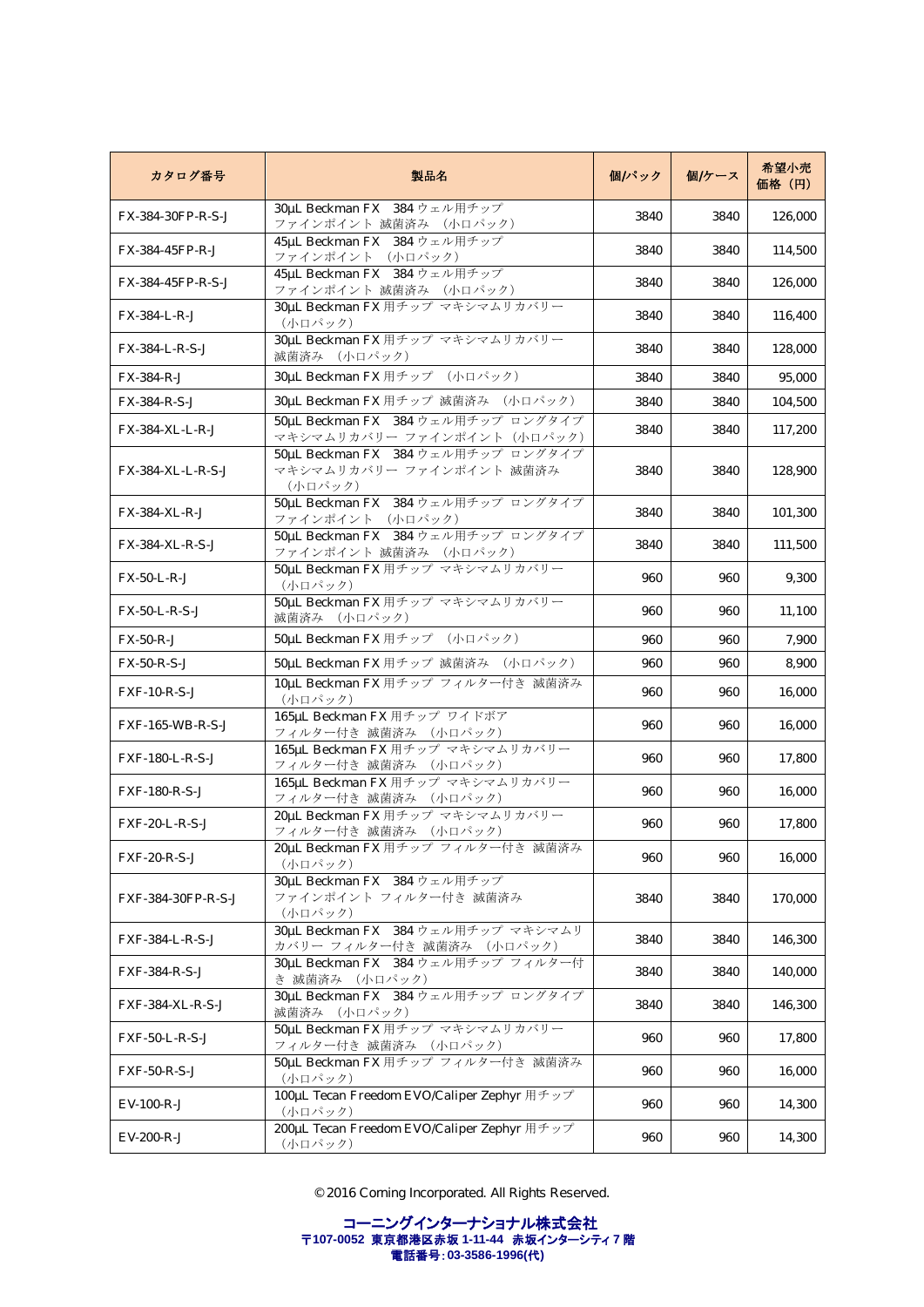| カタログ番号 | 製品名 | 個/パック | 個/ケース | 希望小売価格（円） |
|---|---|---|---|---|
| FX-384-30FP-R-S-J | 30µL Beckman FX　384 ウェル用チップ ファインポイント 滅菌済み （小ロパック） | 3840 | 3840 | 126,000 |
| FX-384-45FP-R-J | 45µL Beckman FX　384 ウェル用チップ ファインポイント （小ロパック） | 3840 | 3840 | 114,500 |
| FX-384-45FP-R-S-J | 45µL Beckman FX　384 ウェル用チップ ファインポイント 滅菌済み （小ロパック） | 3840 | 3840 | 126,000 |
| FX-384-L-R-J | 30µL Beckman FX 用チップ マキシマムリカバリー （小ロパック） | 3840 | 3840 | 116,400 |
| FX-384-L-R-S-J | 30µL Beckman FX 用チップ マキシマムリカバリー 滅菌済み （小ロパック） | 3840 | 3840 | 128,000 |
| FX-384-R-J | 30µL Beckman FX 用チップ （小ロパック） | 3840 | 3840 | 95,000 |
| FX-384-R-S-J | 30µL Beckman FX 用チップ 滅菌済み （小ロパック） | 3840 | 3840 | 104,500 |
| FX-384-XL-L-R-J | 50µL Beckman FX　384 ウェル用チップ ロングタイプ マキシマムリカバリー ファインポイント （小ロパック） | 3840 | 3840 | 117,200 |
| FX-384-XL-L-R-S-J | 50µL Beckman FX　384 ウェル用チップ ロングタイプ マキシマムリカバリー ファインポイント 滅菌済み （小ロパック） | 3840 | 3840 | 128,900 |
| FX-384-XL-R-J | 50µL Beckman FX　384 ウェル用チップ ロングタイプ ファインポイント （小ロパック） | 3840 | 3840 | 101,300 |
| FX-384-XL-R-S-J | 50µL Beckman FX　384 ウェル用チップ ロングタイプ ファインポイント 滅菌済み （小ロパック） | 3840 | 3840 | 111,500 |
| FX-50-L-R-J | 50µL Beckman FX 用チップ マキシマムリカバリー （小ロパック） | 960 | 960 | 9,300 |
| FX-50-L-R-S-J | 50µL Beckman FX 用チップ マキシマムリカバリー 滅菌済み （小ロパック） | 960 | 960 | 11,100 |
| FX-50-R-J | 50µL Beckman FX 用チップ （小ロパック） | 960 | 960 | 7,900 |
| FX-50-R-S-J | 50µL Beckman FX 用チップ 滅菌済み （小ロパック） | 960 | 960 | 8,900 |
| FXF-10-R-S-J | 10µL Beckman FX 用チップ フィルター付き 滅菌済み （小ロパック） | 960 | 960 | 16,000 |
| FXF-165-WB-R-S-J | 165µL Beckman FX 用チップ ワイドボア フィルター付き 滅菌済み （小ロパック） | 960 | 960 | 16,000 |
| FXF-180-L-R-S-J | 165µL Beckman FX 用チップ マキシマムリカバリー フィルター付き 滅菌済み （小ロパック） | 960 | 960 | 17,800 |
| FXF-180-R-S-J | 165µL Beckman FX 用チップ マキシマムリカバリー フィルター付き 滅菌済み （小ロパック） | 960 | 960 | 16,000 |
| FXF-20-L-R-S-J | 20µL Beckman FX 用チップ マキシマムリカバリー フィルター付き 滅菌済み （小ロパック） | 960 | 960 | 17,800 |
| FXF-20-R-S-J | 20µL Beckman FX 用チップ フィルター付き 滅菌済み （小ロパック） | 960 | 960 | 16,000 |
| FXF-384-30FP-R-S-J | 30µL Beckman FX　384 ウェル用チップ ファインポイント フィルター付き 滅菌済み （小ロパック） | 3840 | 3840 | 170,000 |
| FXF-384-L-R-S-J | 30µL Beckman FX　384 ウェル用チップ マキシマムリカバリー フィルター付き 滅菌済み （小ロパック） | 3840 | 3840 | 146,300 |
| FXF-384-R-S-J | 30µL Beckman FX　384 ウェル用チップ フィルター付き 滅菌済み （小ロパック） | 3840 | 3840 | 140,000 |
| FXF-384-XL-R-S-J | 30µL Beckman FX　384 ウェル用チップ ロングタイプ 滅菌済み （小ロパック） | 3840 | 3840 | 146,300 |
| FXF-50-L-R-S-J | 50µL Beckman FX 用チップ マキシマムリカバリー フィルター付き 滅菌済み （小ロパック） | 960 | 960 | 17,800 |
| FXF-50-R-S-J | 50µL Beckman FX 用チップ フィルター付き 滅菌済み （小ロパック） | 960 | 960 | 16,000 |
| EV-100-R-J | 100µL Tecan Freedom EVO/Caliper Zephyr 用チップ （小ロパック） | 960 | 960 | 14,300 |
| EV-200-R-J | 200µL Tecan Freedom EVO/Caliper Zephyr 用チップ （小ロパック） | 960 | 960 | 14,300 |

© 2016 Corning Incorporated. All Rights Reserved.

**コーニングインターナショナル株式会社**
**〒107-0052 東京都港区赤坂 1-11-44 赤坂インターシティ 7 階**
**電話番号: 03-3586-1996(代)**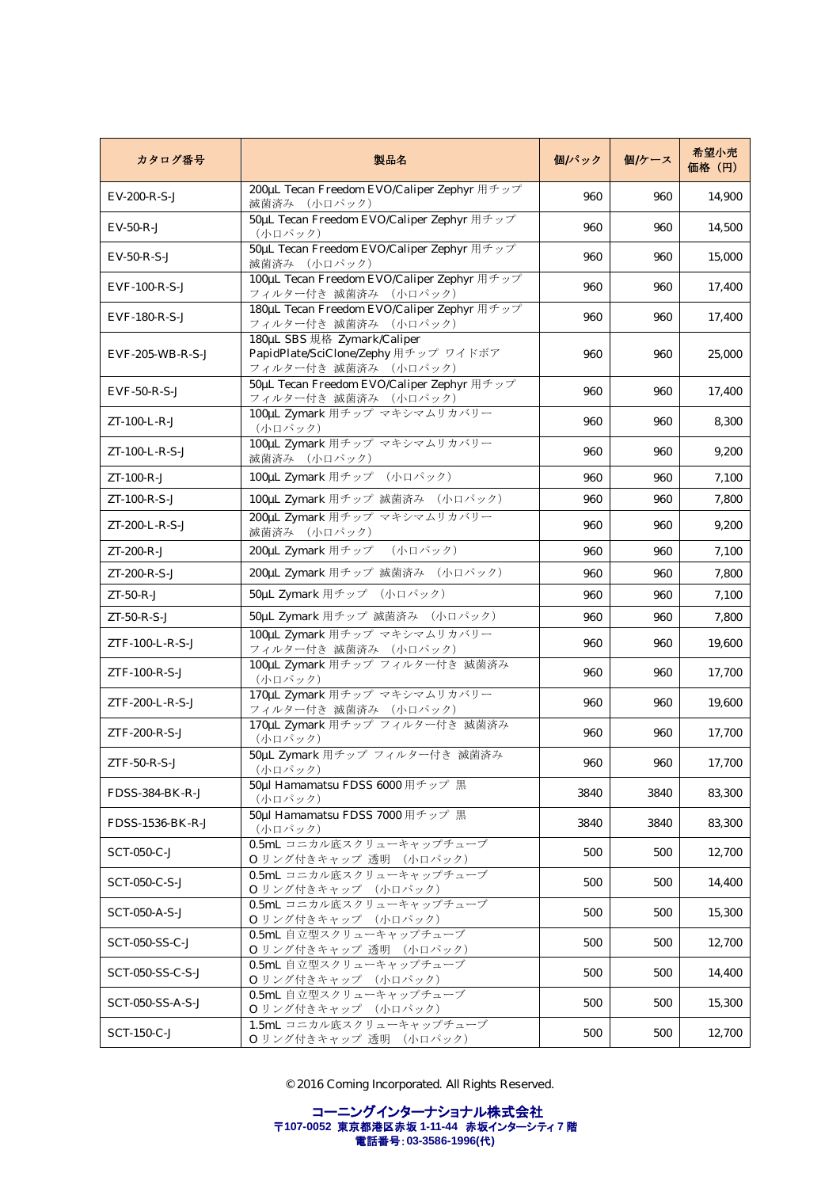| カタログ番号 | 製品名 | 個/パック | 個/ケース | 希望小売価格（円） |
|---|---|---|---|---|
| EV-200-R-S-J | 200µL Tecan Freedom EVO/Caliper Zephyr 用チップ 滅菌済み （小ロパック） | 960 | 960 | 14,900 |
| EV-50-R-J | 50µL Tecan Freedom EVO/Caliper Zephyr 用チップ （小ロパック） | 960 | 960 | 14,500 |
| EV-50-R-S-J | 50µL Tecan Freedom EVO/Caliper Zephyr 用チップ 滅菌済み （小ロパック） | 960 | 960 | 15,000 |
| EVF-100-R-S-J | 100µL Tecan Freedom EVO/Caliper Zephyr 用チップ フィルター付き 滅菌済み （小ロパック） | 960 | 960 | 17,400 |
| EVF-180-R-S-J | 180µL Tecan Freedom EVO/Caliper Zephyr 用チップ フィルター付き 滅菌済み （小ロパック） | 960 | 960 | 17,400 |
| EVF-205-WB-R-S-J | 180µL SBS 規格 Zymark/Caliper PapidPlate/SciClone/Zephy 用チップ ワイドボア フィルター付き 滅菌済み （小ロパック） | 960 | 960 | 25,000 |
| EVF-50-R-S-J | 50µL Tecan Freedom EVO/Caliper Zephyr 用チップ フィルター付き 滅菌済み （小ロパック） | 960 | 960 | 17,400 |
| ZT-100-L-R-J | 100µL Zymark 用チップ マキシマムリカバリー （小ロパック） | 960 | 960 | 8,300 |
| ZT-100-L-R-S-J | 100µL Zymark 用チップ マキシマムリカバリー 滅菌済み （小ロパック） | 960 | 960 | 9,200 |
| ZT-100-R-J | 100µL Zymark 用チップ （小ロパック） | 960 | 960 | 7,100 |
| ZT-100-R-S-J | 100µL Zymark 用チップ 滅菌済み （小ロパック） | 960 | 960 | 7,800 |
| ZT-200-L-R-S-J | 200µL Zymark 用チップ マキシマムリカバリー 滅菌済み （小ロパック） | 960 | 960 | 9,200 |
| ZT-200-R-J | 200µL Zymark 用チップ （小ロパック） | 960 | 960 | 7,100 |
| ZT-200-R-S-J | 200µL Zymark 用チップ 滅菌済み （小ロパック） | 960 | 960 | 7,800 |
| ZT-50-R-J | 50µL Zymark 用チップ （小ロパック） | 960 | 960 | 7,100 |
| ZT-50-R-S-J | 50µL Zymark 用チップ 滅菌済み （小ロパック） | 960 | 960 | 7,800 |
| ZTF-100-L-R-S-J | 100µL Zymark 用チップ マキシマムリカバリー フィルター付き 滅菌済み （小ロパック） | 960 | 960 | 19,600 |
| ZTF-100-R-S-J | 100µL Zymark 用チップ フィルター付き 滅菌済み （小ロパック） | 960 | 960 | 17,700 |
| ZTF-200-L-R-S-J | 170µL Zymark 用チップ マキシマムリカバリー フィルター付き 滅菌済み （小ロパック） | 960 | 960 | 19,600 |
| ZTF-200-R-S-J | 170µL Zymark 用チップ フィルター付き 滅菌済み （小ロパック） | 960 | 960 | 17,700 |
| ZTF-50-R-S-J | 50µL Zymark 用チップ フィルター付き 滅菌済み （小ロパック） | 960 | 960 | 17,700 |
| FDSS-384-BK-R-J | 50µl Hamamatsu FDSS 6000 用チップ 黒 （小ロパック） | 3840 | 3840 | 83,300 |
| FDSS-1536-BK-R-J | 50µl Hamamatsu FDSS 7000 用チップ 黒 （小ロパック） | 3840 | 3840 | 83,300 |
| SCT-050-C-J | 0.5mL コニカル底スクリューキャップチューブ O リング付きキャップ 透明 （小ロパック） | 500 | 500 | 12,700 |
| SCT-050-C-S-J | 0.5mL コニカル底スクリューキャップチューブ O リング付きキャップ （小ロパック） | 500 | 500 | 14,400 |
| SCT-050-A-S-J | 0.5mL コニカル底スクリューキャップチューブ O リング付きキャップ （小ロパック） | 500 | 500 | 15,300 |
| SCT-050-SS-C-J | 0.5mL 自立型スクリューキャップチューブ O リング付きキャップ 透明 （小ロパック） | 500 | 500 | 12,700 |
| SCT-050-SS-C-S-J | 0.5mL 自立型スクリューキャップチューブ O リング付きキャップ （小ロパック） | 500 | 500 | 14,400 |
| SCT-050-SS-A-S-J | 0.5mL 自立型スクリューキャップチューブ O リング付きキャップ （小ロパック） | 500 | 500 | 15,300 |
| SCT-150-C-J | 1.5mL コニカル底スクリューキャップチューブ O リング付きキャップ 透明 （小ロパック） | 500 | 500 | 12,700 |

© 2016 Corning Incorporated. All Rights Reserved.

**コーニングインターナショナル株式会社**
**〒107-0052 東京都港区赤坂 1-11-44 赤坂インターシティ 7 階**
**電話番号: 03-3586-1996(代)**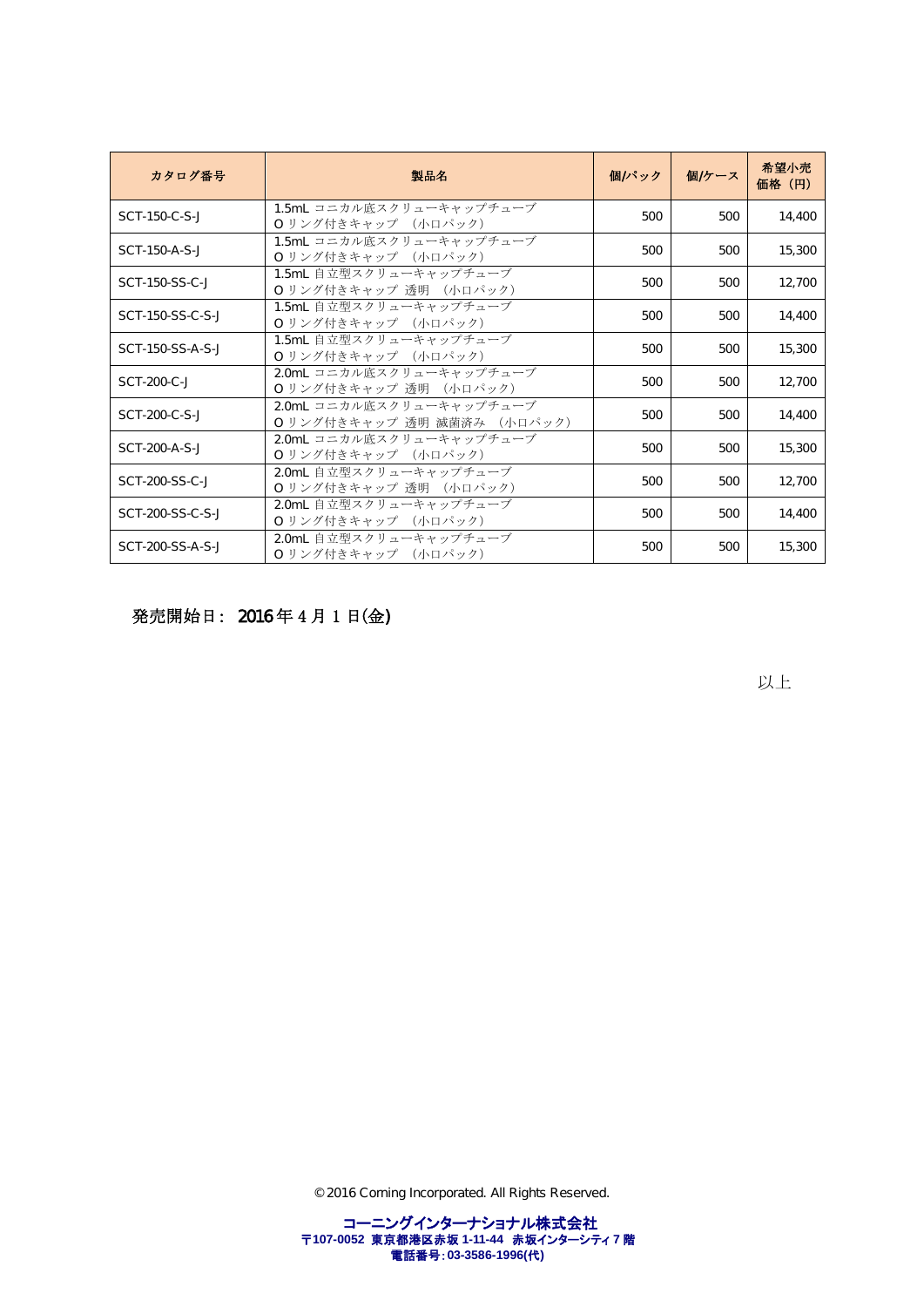| カタログ番号 | 製品名 | 個/パック | 個/ケース | 希望小売価格（円） |
|---|---|---|---|---|
| SCT-150-C-S-J | 1.5mL コニカル底スクリューキャップチューブ O リング付きキャップ （小ロパック） | 500 | 500 | 14,400 |
| SCT-150-A-S-J | 1.5mL コニカル底スクリューキャップチューブ O リング付きキャップ （小ロパック） | 500 | 500 | 15,300 |
| SCT-150-SS-C-J | 1.5mL 自立型スクリューキャップチューブ O リング付きキャップ 透明 （小ロパック） | 500 | 500 | 12,700 |
| SCT-150-SS-C-S-J | 1.5mL 自立型スクリューキャップチューブ O リング付きキャップ （小ロパック） | 500 | 500 | 14,400 |
| SCT-150-SS-A-S-J | 1.5mL 自立型スクリューキャップチューブ O リング付きキャップ （小ロパック） | 500 | 500 | 15,300 |
| SCT-200-C-J | 2.0mL コニカル底スクリューキャップチューブ O リング付きキャップ 透明 （小ロパック） | 500 | 500 | 12,700 |
| SCT-200-C-S-J | 2.0mL コニカル底スクリューキャップチューブ O リング付きキャップ 透明 滅菌済み （小ロパック） | 500 | 500 | 14,400 |
| SCT-200-A-S-J | 2.0mL コニカル底スクリューキャップチューブ O リング付きキャップ （小ロパック） | 500 | 500 | 15,300 |
| SCT-200-SS-C-J | 2.0mL 自立型スクリューキャップチューブ O リング付きキャップ 透明 （小ロパック） | 500 | 500 | 12,700 |
| SCT-200-SS-C-S-J | 2.0mL 自立型スクリューキャップチューブ O リング付きキャップ （小ロパック） | 500 | 500 | 14,400 |
| SCT-200-SS-A-S-J | 2.0mL 自立型スクリューキャップチューブ O リング付きキャップ （小ロパック） | 500 | 500 | 15,300 |

発売開始日： 2016 年 4 月 1 日(金)

以上

© 2016 Corning Incorporated. All Rights Reserved.

**コーニングインターナショナル株式会社**
**〒107-0052 東京都港区赤坂 1-11-44 赤坂インターシティ 7 階**
**電話番号：03-3586-1996(代)**